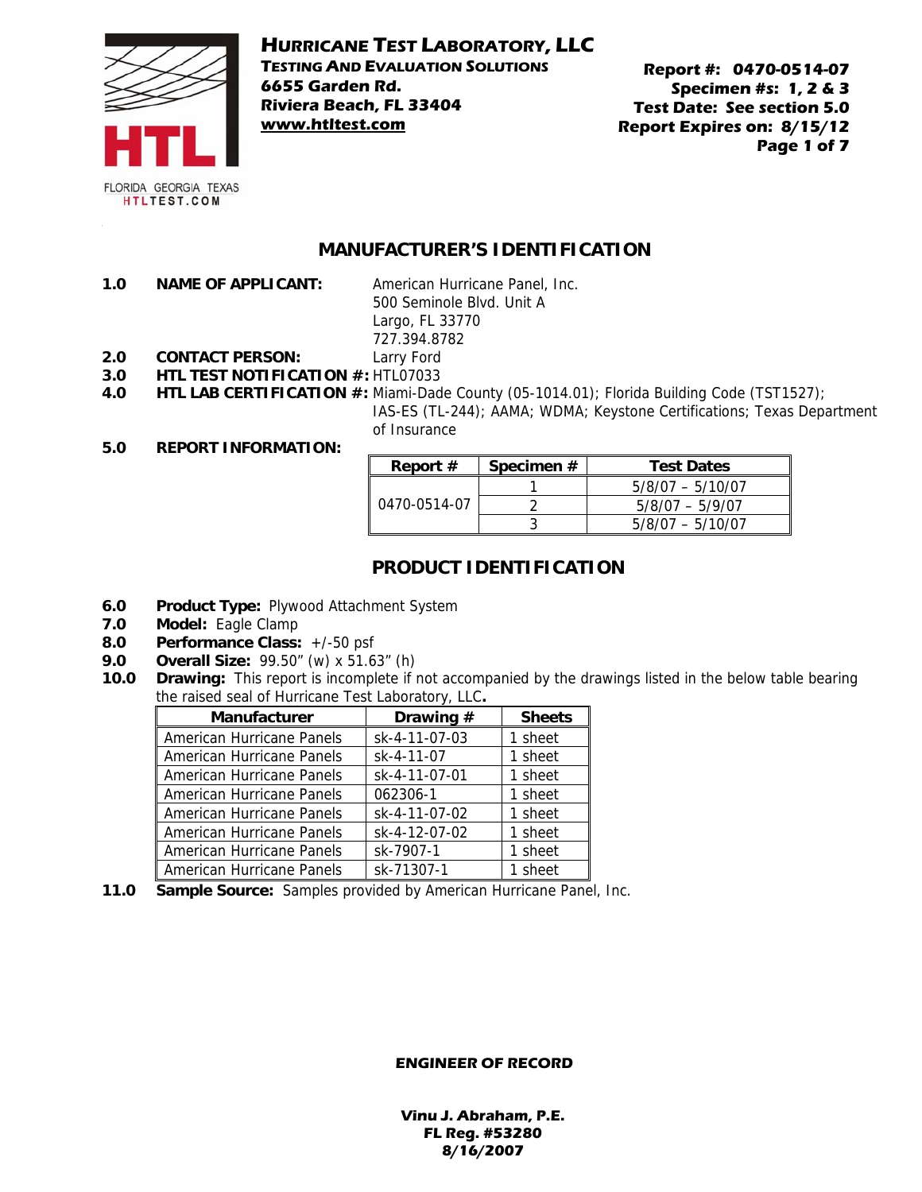**HURRICANE TEST LABORATORY, LLC**
**TESTING AND EVALUATION SOLUTIONS**
**6655 Garden Rd.**
**Riviera Beach, FL 33404**
**www.htltest.com**

FLORIDA GEORGIA TEXAS
HTLTEST.COM

**Report #: 0470-0514-07**
**Specimen #s: 1, 2 & 3**
**Test Date: See section 5.0**
**Report Expires on: 8/15/12**

## MANUFACTURER'S IDENTIFICATION

**1.0 NAME OF APPLICANT:** American Hurricane Panel, Inc.
500 Seminole Blvd. Unit A
Largo, FL 33770
727.394.8782

**2.0 CONTACT PERSON:** Larry Ford

**3.0 HTL TEST NOTIFICATION #:** HTL07033

**4.0 HTL LAB CERTIFICATION #:** Miami-Dade County (05-1014.01); Florida Building Code (TST1527); IAS-ES (TL-244); AAMA; WDMA; Keystone Certifications; Texas Department of Insurance

**5.0 REPORT INFORMATION:**

| Report # | Specimen # | Test Dates |
|---|---|---|
| 0470-0514-07 | 1 | 5/8/07 – 5/10/07 |
| | 2 | 5/8/07 – 5/9/07 |
| | 3 | 5/8/07 – 5/10/07 |

## PRODUCT IDENTIFICATION

**6.0 Product Type:** Plywood Attachment System

**7.0 Model:** Eagle Clamp

**8.0 Performance Class:** +/-50 psf

**9.0 Overall Size:** 99.50" (w) x 51.63" (h)

**10.0 Drawing:** This report is incomplete if not accompanied by the drawings listed in the below table bearing the raised seal of Hurricane Test Laboratory, LLC**.**

| Manufacturer | Drawing # | Sheets |
|---|---|---|
| American Hurricane Panels | sk-4-11-07-03 | 1 sheet |
| American Hurricane Panels | sk-4-11-07 | 1 sheet |
| American Hurricane Panels | sk-4-11-07-01 | 1 sheet |
| American Hurricane Panels | 062306-1 | 1 sheet |
| American Hurricane Panels | sk-4-11-07-02 | 1 sheet |
| American Hurricane Panels | sk-4-12-07-02 | 1 sheet |
| American Hurricane Panels | sk-7907-1 | 1 sheet |
| American Hurricane Panels | sk-71307-1 | 1 sheet |

**11.0 Sample Source:** Samples provided by American Hurricane Panel, Inc.

***ENGINEER OF RECORD***

**Vinu J. Abraham, P.E.**
**FL Reg. #53280**
**8/16/2007**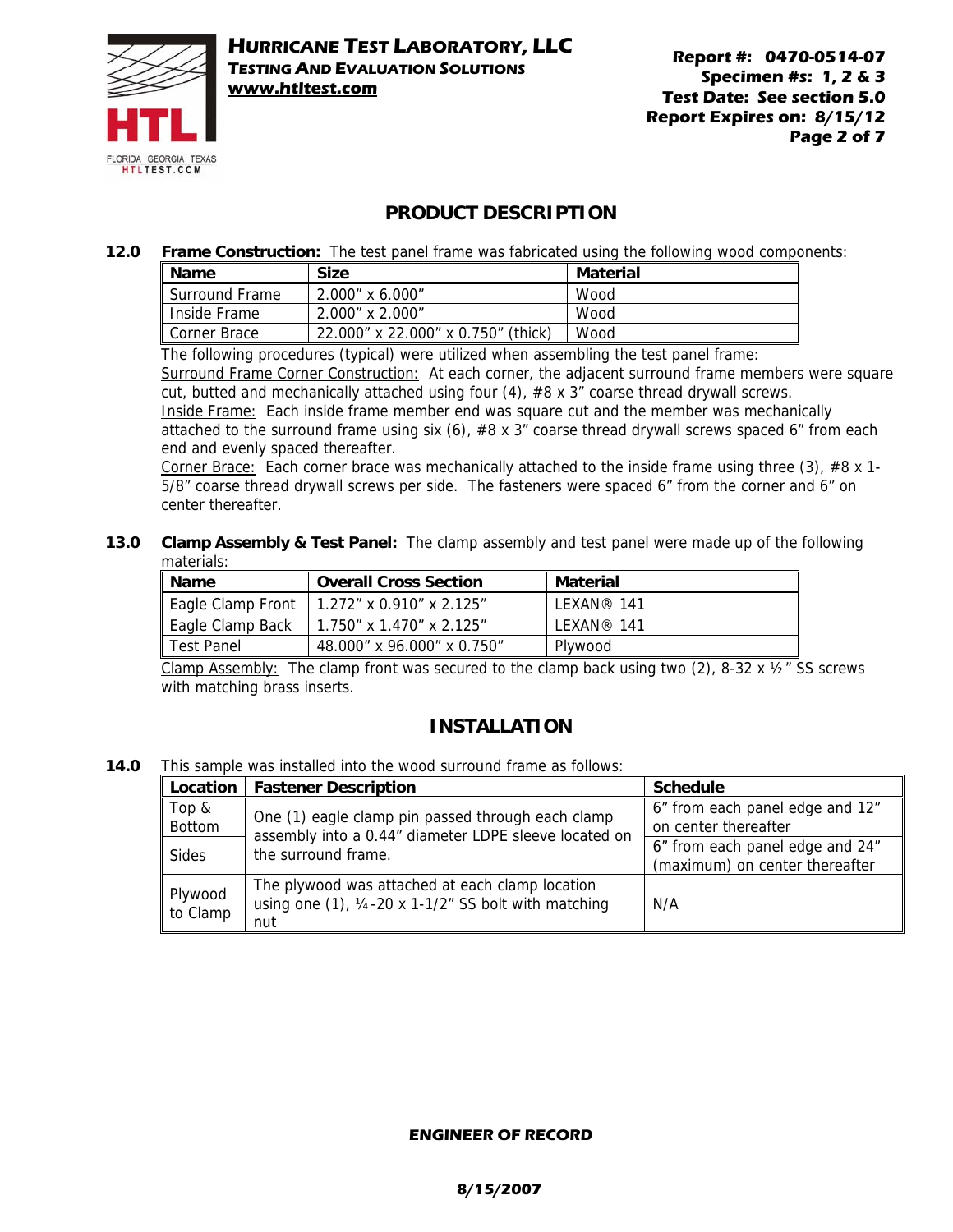## PRODUCT DESCRIPTION

**12.0 Frame Construction:** The test panel frame was fabricated using the following wood components:

| Name | Size | Material |
|---|---|---|
| Surround Frame | 2.000" x 6.000" | Wood |
| Inside Frame | 2.000" x 2.000" | Wood |
| Corner Brace | 22.000" x 22.000" x 0.750" (thick) | Wood |

The following procedures (typical) were utilized when assembling the test panel frame:

Surround Frame Corner Construction: At each corner, the adjacent surround frame members were square cut, butted and mechanically attached using four (4), #8 x 3" coarse thread drywall screws.

Inside Frame: Each inside frame member end was square cut and the member was mechanically attached to the surround frame using six (6), #8 x 3" coarse thread drywall screws spaced 6" from each end and evenly spaced thereafter.

Corner Brace: Each corner brace was mechanically attached to the inside frame using three (3), #8 x 1-5/8" coarse thread drywall screws per side. The fasteners were spaced 6" from the corner and 6" on center thereafter.

**13.0 Clamp Assembly & Test Panel:** The clamp assembly and test panel were made up of the following materials:

| Name | Overall Cross Section | Material |
|---|---|---|
| Eagle Clamp Front | 1.272" x 0.910" x 2.125" | LEXAN® 141 |
| Eagle Clamp Back | 1.750" x 1.470" x 2.125" | LEXAN® 141 |
| Test Panel | 48.000" x 96.000" x 0.750" | Plywood |

Clamp Assembly: The clamp front was secured to the clamp back using two (2), 8-32 x ½" SS screws with matching brass inserts.

## INSTALLATION

**14.0** This sample was installed into the wood surround frame as follows:

| Location | Fastener Description | Schedule |
|---|---|---|
| Top & Bottom | One (1) eagle clamp pin passed through each clamp assembly into a 0.44" diameter LDPE sleeve located on the surround frame. | 6" from each panel edge and 12" on center thereafter |
| Sides | | 6" from each panel edge and 24" (maximum) on center thereafter |
| Plywood to Clamp | The plywood was attached at each clamp location using one (1), ¼-20 x 1-1/2" SS bolt with matching nut | N/A |

**ENGINEER OF RECORD**

**8/15/2007**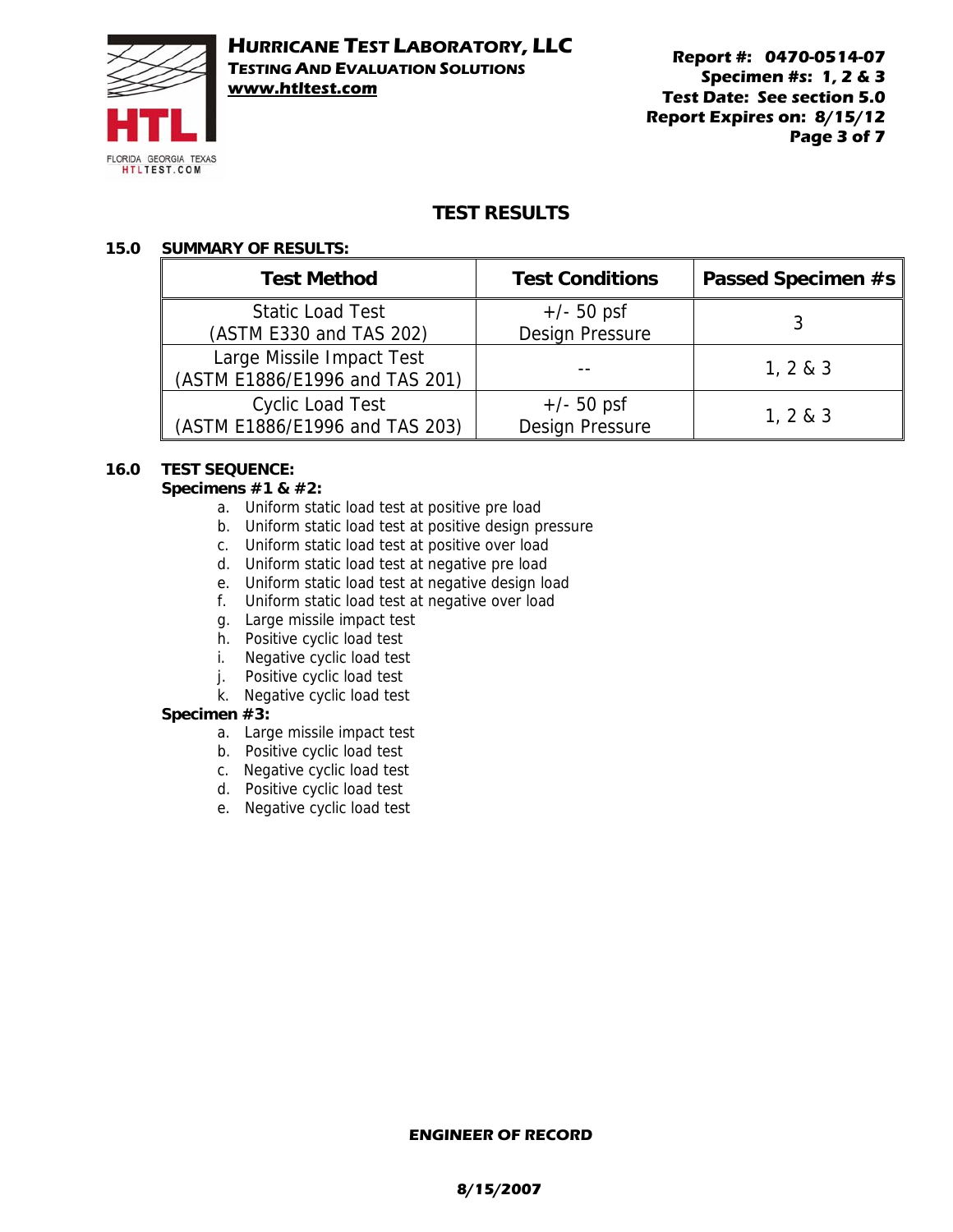# TEST RESULTS

## 15.0 SUMMARY OF RESULTS:

| Test Method | Test Conditions | Passed Specimen #s |
|---|---|---|
| Static Load Test (ASTM E330 and TAS 202) | +/- 50 psf Design Pressure | 3 |
| Large Missile Impact Test (ASTM E1886/E1996 and TAS 201) | -- | 1, 2 & 3 |
| Cyclic Load Test (ASTM E1886/E1996 and TAS 203) | +/- 50 psf Design Pressure | 1, 2 & 3 |

## 16.0 TEST SEQUENCE:

**Specimens #1 & #2:**

a. Uniform static load test at positive pre load
b. Uniform static load test at positive design pressure
c. Uniform static load test at positive over load
d. Uniform static load test at negative pre load
e. Uniform static load test at negative design load
f. Uniform static load test at negative over load
g. Large missile impact test
h. Positive cyclic load test
i. Negative cyclic load test
j. Positive cyclic load test
k. Negative cyclic load test

**Specimen #3:**

a. Large missile impact test
b. Positive cyclic load test
c. Negative cyclic load test
d. Positive cyclic load test
e. Negative cyclic load test

**ENGINEER OF RECORD**

**8/15/2007**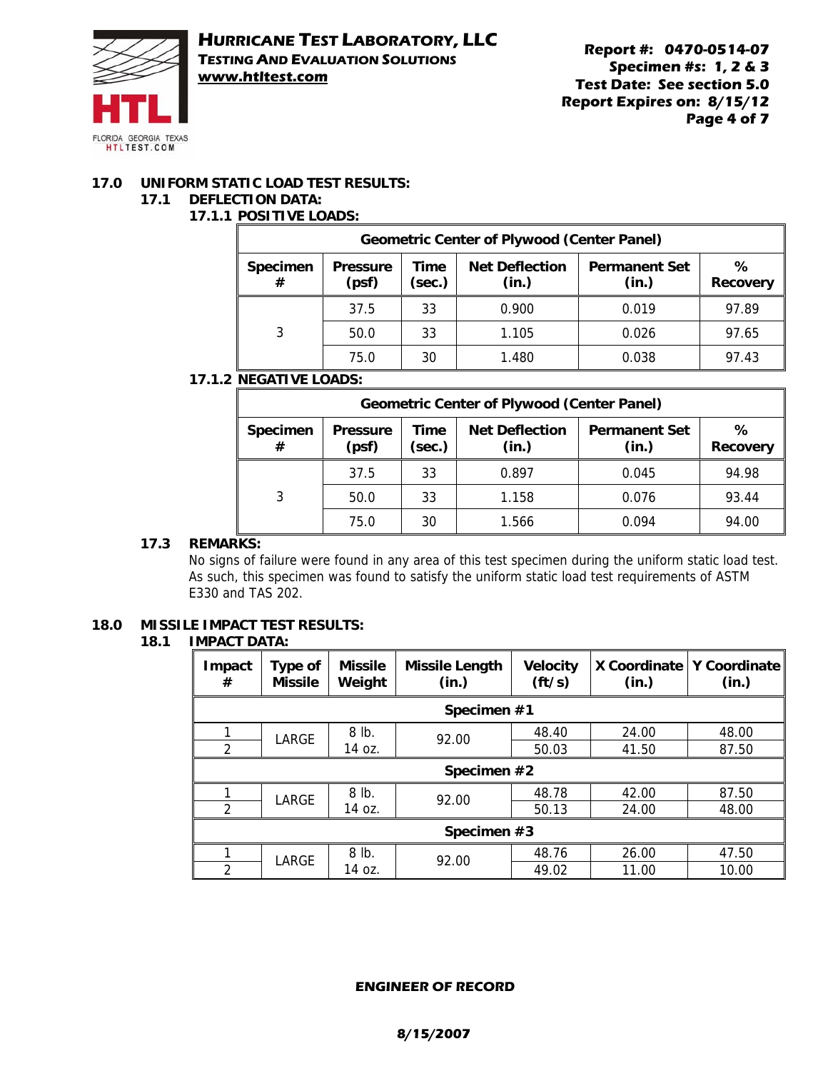## 17.0 UNIFORM STATIC LOAD TEST RESULTS:

### 17.1 DEFLECTION DATA:

#### 17.1.1 POSITIVE LOADS:

| Geometric Center of Plywood (Center Panel) | | | | | |
|---|---|---|---|---|---|
| Specimen # | Pressure (psf) | Time (sec.) | Net Deflection (in.) | Permanent Set (in.) | % Recovery |
| 3 | 37.5 | 33 | 0.900 | 0.019 | 97.89 |
| | 50.0 | 33 | 1.105 | 0.026 | 97.65 |
| | 75.0 | 30 | 1.480 | 0.038 | 97.43 |

#### 17.1.2 NEGATIVE LOADS:

| Geometric Center of Plywood (Center Panel) | | | | | |
|---|---|---|---|---|---|
| Specimen # | Pressure (psf) | Time (sec.) | Net Deflection (in.) | Permanent Set (in.) | % Recovery |
| 3 | 37.5 | 33 | 0.897 | 0.045 | 94.98 |
| | 50.0 | 33 | 1.158 | 0.076 | 93.44 |
| | 75.0 | 30 | 1.566 | 0.094 | 94.00 |

### 17.3 REMARKS:

No signs of failure were found in any area of this test specimen during the uniform static load test. As such, this specimen was found to satisfy the uniform static load test requirements of ASTM E330 and TAS 202.

## 18.0 MISSILE IMPACT TEST RESULTS:

### 18.1 IMPACT DATA:

| Impact # | Type of Missile | Missile Weight | Missile Length (in.) | Velocity (ft/s) | X Coordinate (in.) | Y Coordinate (in.) |
|---|---|---|---|---|---|---|
| **Specimen #1** | | | | | | |
| 1 | LARGE | 8 lb. 14 oz. | 92.00 | 48.40 | 24.00 | 48.00 |
| 2 | | | | 50.03 | 41.50 | 87.50 |
| **Specimen #2** | | | | | | |
| 1 | LARGE | 8 lb. 14 oz. | 92.00 | 48.78 | 42.00 | 87.50 |
| 2 | | | | 50.13 | 24.00 | 48.00 |
| **Specimen #3** | | | | | | |
| 1 | LARGE | 8 lb. 14 oz. | 92.00 | 48.76 | 26.00 | 47.50 |
| 2 | | | | 49.02 | 11.00 | 10.00 |

**ENGINEER OF RECORD**

**8/15/2007**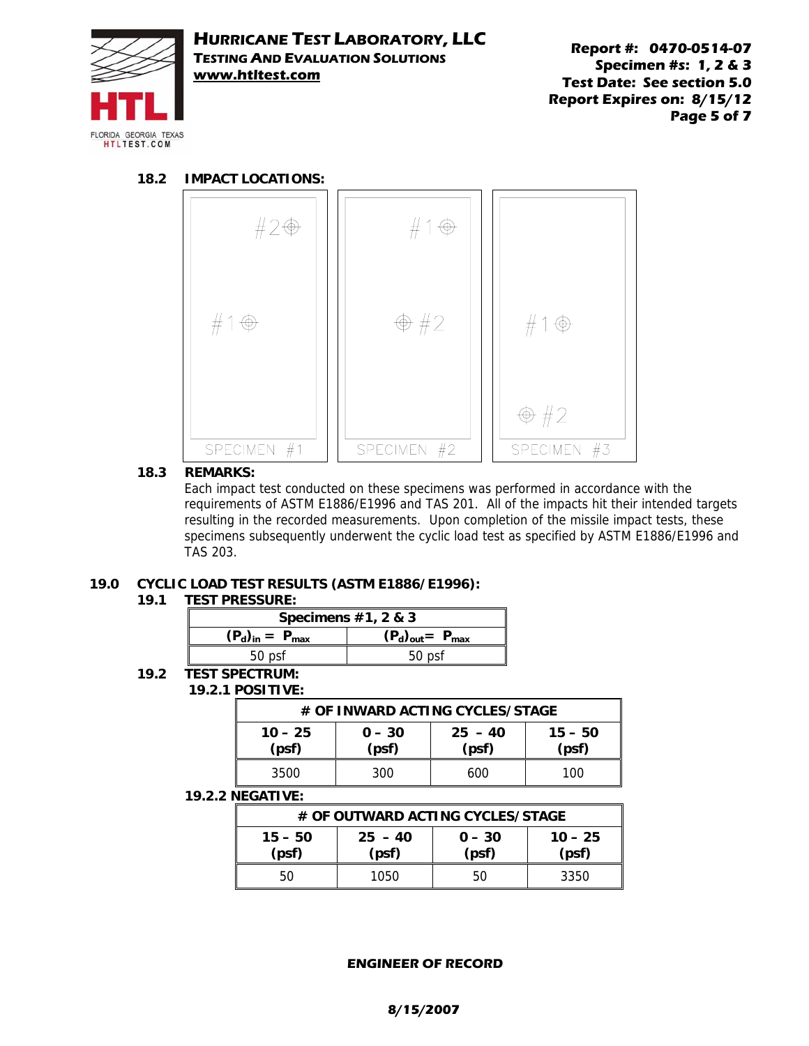**18.2 IMPACT LOCATIONS:**

#2 ⊕ #1 ⊕ SPECIMEN #1

#1 ⊕ ⊕ #2 SPECIMEN #2

#1 ⊕ ⊕ #2 SPECIMEN #3

**18.3 REMARKS:**

Each impact test conducted on these specimens was performed in accordance with the requirements of ASTM E1886/E1996 and TAS 201. All of the impacts hit their intended targets resulting in the recorded measurements. Upon completion of the missile impact tests, these specimens subsequently underwent the cyclic load test as specified by ASTM E1886/E1996 and TAS 203.

## 19.0 CYCLIC LOAD TEST RESULTS (ASTM E1886/E1996):

**19.1 TEST PRESSURE:**

| Specimens #1, 2 & 3 | |
|---|---|
| $(P_d)_{in} = P_{max}$ | $(P_d)_{out} = P_{max}$ |
| 50 psf | 50 psf |

**19.2 TEST SPECTRUM:**

**19.2.1 POSITIVE:**

| # OF INWARD ACTING CYCLES/STAGE | | | |
|---|---|---|---|
| 10 – 25 (psf) | 0 – 30 (psf) | 25 – 40 (psf) | 15 – 50 (psf) |
| 3500 | 300 | 600 | 100 |

**19.2.2 NEGATIVE:**

| # OF OUTWARD ACTING CYCLES/STAGE | | | |
|---|---|---|---|
| 15 – 50 (psf) | 25 – 40 (psf) | 0 – 30 (psf) | 10 – 25 (psf) |
| 50 | 1050 | 50 | 3350 |

**ENGINEER OF RECORD**

**8/15/2007**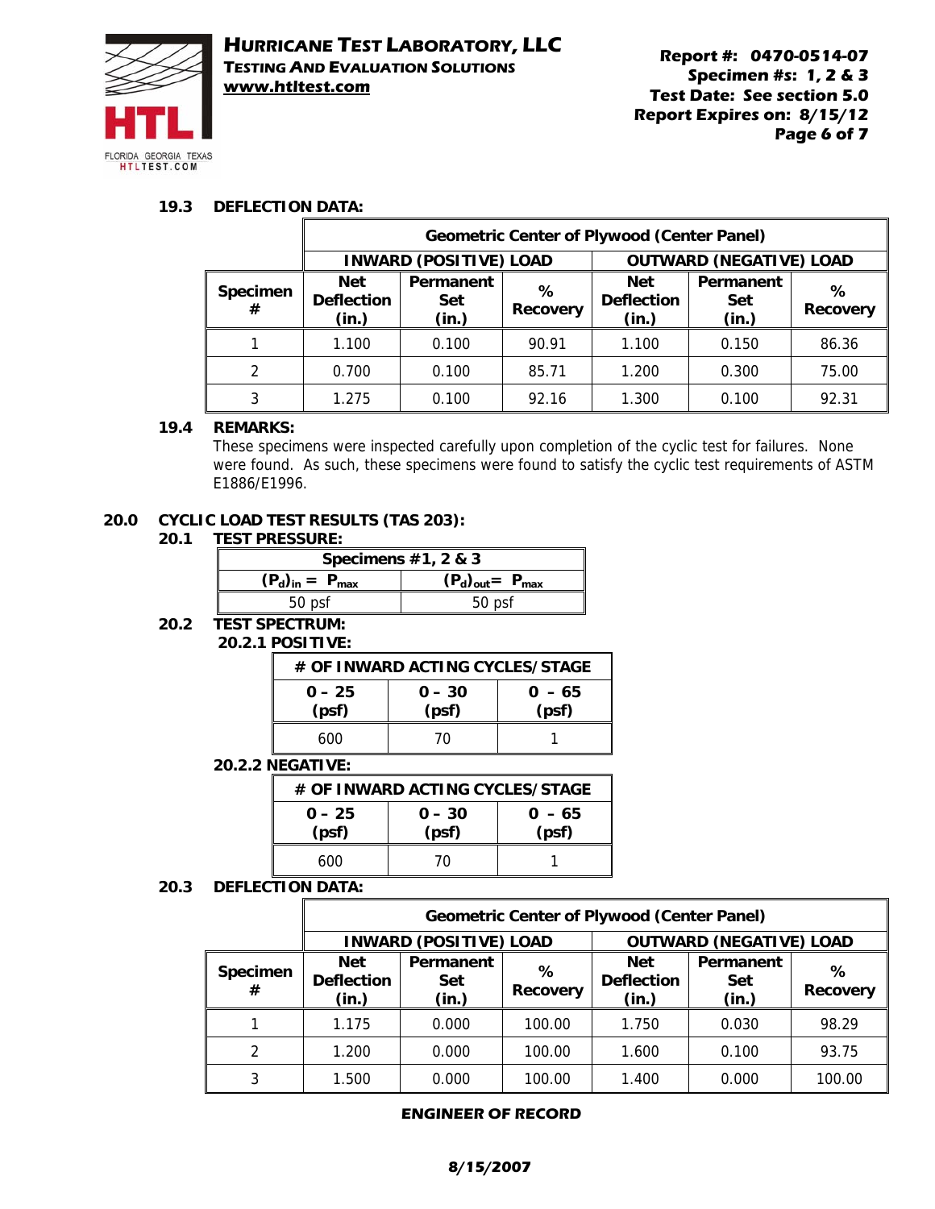### 19.3 DEFLECTION DATA:

| | Geometric Center of Plywood (Center Panel) | | | | | |
|---|---|---|---|---|---|---|
| | INWARD (POSITIVE) LOAD | | | OUTWARD (NEGATIVE) LOAD | | |
| Specimen # | Net Deflection (in.) | Permanent Set (in.) | % Recovery | Net Deflection (in.) | Permanent Set (in.) | % Recovery |
| 1 | 1.100 | 0.100 | 90.91 | 1.100 | 0.150 | 86.36 |
| 2 | 0.700 | 0.100 | 85.71 | 1.200 | 0.300 | 75.00 |
| 3 | 1.275 | 0.100 | 92.16 | 1.300 | 0.100 | 92.31 |

### 19.4 REMARKS:

These specimens were inspected carefully upon completion of the cyclic test for failures. None were found. As such, these specimens were found to satisfy the cyclic test requirements of ASTM E1886/E1996.

## 20.0 CYCLIC LOAD TEST RESULTS (TAS 203):

### 20.1 TEST PRESSURE:

| Specimens #1, 2 & 3 | |
|---|---|
| $(P_d)_{in} = P_{max}$ | $(P_d)_{out} = P_{max}$ |
| 50 psf | 50 psf |

### 20.2 TEST SPECTRUM:

#### 20.2.1 POSITIVE:

| # OF INWARD ACTING CYCLES/STAGE | | |
|---|---|---|
| 0 – 25 (psf) | 0 – 30 (psf) | 0 – 65 (psf) |
| 600 | 70 | 1 |

#### 20.2.2 NEGATIVE:

| # OF INWARD ACTING CYCLES/STAGE | | |
|---|---|---|
| 0 – 25 (psf) | 0 – 30 (psf) | 0 – 65 (psf) |
| 600 | 70 | 1 |

### 20.3 DEFLECTION DATA:

| | Geometric Center of Plywood (Center Panel) | | | | | |
|---|---|---|---|---|---|---|
| | INWARD (POSITIVE) LOAD | | | OUTWARD (NEGATIVE) LOAD | | |
| Specimen # | Net Deflection (in.) | Permanent Set (in.) | % Recovery | Net Deflection (in.) | Permanent Set (in.) | % Recovery |
| 1 | 1.175 | 0.000 | 100.00 | 1.750 | 0.030 | 98.29 |
| 2 | 1.200 | 0.000 | 100.00 | 1.600 | 0.100 | 93.75 |
| 3 | 1.500 | 0.000 | 100.00 | 1.400 | 0.000 | 100.00 |

**ENGINEER OF RECORD**

**8/15/2007**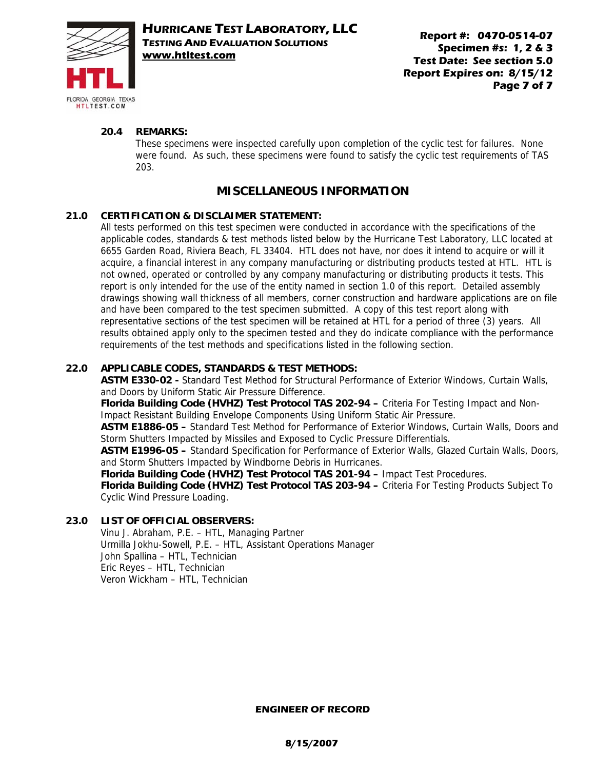### 20.4 REMARKS:

These specimens were inspected carefully upon completion of the cyclic test for failures. None were found. As such, these specimens were found to satisfy the cyclic test requirements of TAS 203.

## MISCELLANEOUS INFORMATION

### 21.0 CERTIFICATION & DISCLAIMER STATEMENT:

All tests performed on this test specimen were conducted in accordance with the specifications of the applicable codes, standards & test methods listed below by the Hurricane Test Laboratory, LLC located at 6655 Garden Road, Riviera Beach, FL 33404. HTL does not have, nor does it intend to acquire or will it acquire, a financial interest in any company manufacturing or distributing products tested at HTL. HTL is not owned, operated or controlled by any company manufacturing or distributing products it tests. This report is only intended for the use of the entity named in section 1.0 of this report. Detailed assembly drawings showing wall thickness of all members, corner construction and hardware applications are on file and have been compared to the test specimen submitted. A copy of this test report along with representative sections of the test specimen will be retained at HTL for a period of three (3) years. All results obtained apply only to the specimen tested and they do indicate compliance with the performance requirements of the test methods and specifications listed in the following section.

### 22.0 APPLICABLE CODES, STANDARDS & TEST METHODS:

**ASTM E330-02 -** Standard Test Method for Structural Performance of Exterior Windows, Curtain Walls, and Doors by Uniform Static Air Pressure Difference.
**Florida Building Code (HVHZ) Test Protocol TAS 202-94 –** Criteria For Testing Impact and Non-Impact Resistant Building Envelope Components Using Uniform Static Air Pressure.
**ASTM E1886-05 –** Standard Test Method for Performance of Exterior Windows, Curtain Walls, Doors and Storm Shutters Impacted by Missiles and Exposed to Cyclic Pressure Differentials.
**ASTM E1996-05 –** Standard Specification for Performance of Exterior Walls, Glazed Curtain Walls, Doors, and Storm Shutters Impacted by Windborne Debris in Hurricanes.
**Florida Building Code (HVHZ) Test Protocol TAS 201-94 –** Impact Test Procedures.
**Florida Building Code (HVHZ) Test Protocol TAS 203-94 –** Criteria For Testing Products Subject To Cyclic Wind Pressure Loading.

### 23.0 LIST OF OFFICIAL OBSERVERS:

Vinu J. Abraham, P.E. – HTL, Managing Partner
Urmilla Jokhu-Sowell, P.E. – HTL, Assistant Operations Manager
John Spallina – HTL, Technician
Eric Reyes – HTL, Technician
Veron Wickham – HTL, Technician

**ENGINEER OF RECORD**

**8/15/2007**